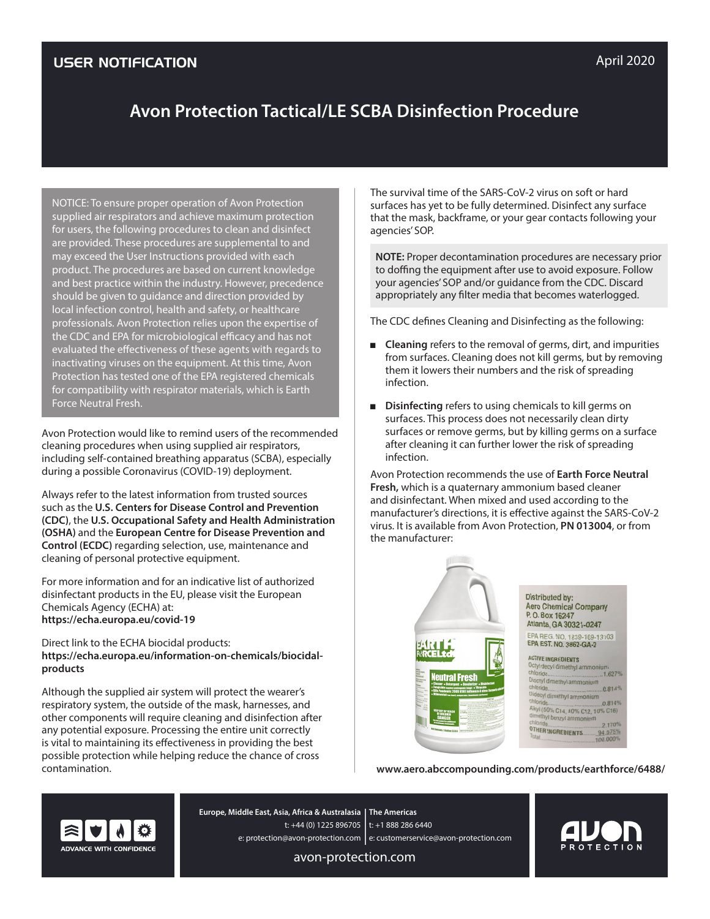USER NOTIFICATION

April 2020

# Avon Protection Tactical/LE SCBA Disinfection Procedure

NOTICE: To ensure proper operation of Avon Protection supplied air respirators and achieve maximum protection for users, the following procedures to clean and disinfect are provided. These procedures are supplemental to and may exceed the User Instructions provided with each product. The procedures are based on current knowledge and best practice within the industry. However, precedence should be given to guidance and direction provided by local infection control, health and safety, or healthcare professionals. Avon Protection relies upon the expertise of the CDC and EPA for microbiological efficacy and has not evaluated the effectiveness of these agents with regards to inactivating viruses on the equipment. At this time, Avon Protection has tested one of the EPA registered chemicals for compatibility with respirator materials, which is Earth Force Neutral Fresh.

Avon Protection would like to remind users of the recommended cleaning procedures when using supplied air respirators, including self-contained breathing apparatus (SCBA), especially during a possible Coronavirus (COVID-19) deployment.

Always refer to the latest information from trusted sources such as the **U.S. Centers for Disease Control and Prevention (CDC)**, the **U.S. Occupational Safety and Health Administration (OSHA)** and the **European Centre for Disease Prevention and Control (ECDC)** regarding selection, use, maintenance and cleaning of personal protective equipment.

For more information and for an indicative list of authorized disinfectant products in the EU, please visit the European Chemicals Agency (ECHA) at:
**https://echa.europa.eu/covid-19**

Direct link to the ECHA biocidal products:
**https://echa.europa.eu/information-on-chemicals/biocidal-products**

Although the supplied air system will protect the wearer's respiratory system, the outside of the mask, harnesses, and other components will require cleaning and disinfection after any potential exposure. Processing the entire unit correctly is vital to maintaining its effectiveness in providing the best possible protection while helping reduce the chance of cross contamination.

The survival time of the SARS-CoV-2 virus on soft or hard surfaces has yet to be fully determined. Disinfect any surface that the mask, backframe, or your gear contacts following your agencies' SOP.

**NOTE:** Proper decontamination procedures are necessary prior to doffing the equipment after use to avoid exposure. Follow your agencies' SOP and/or guidance from the CDC. Discard appropriately any filter media that becomes waterlogged.

The CDC defines Cleaning and Disinfecting as the following:

- **Cleaning** refers to the removal of germs, dirt, and impurities from surfaces. Cleaning does not kill germs, but by removing them it lowers their numbers and the risk of spreading infection.
- **Disinfecting** refers to using chemicals to kill germs on surfaces. This process does not necessarily clean dirty surfaces or remove germs, but by killing germs on a surface after cleaning it can further lower the risk of spreading infection.

Avon Protection recommends the use of **Earth Force Neutral Fresh,** which is a quaternary ammonium based cleaner and disinfectant. When mixed and used according to the manufacturer's directions, it is effective against the SARS-CoV-2 virus. It is available from Avon Protection, **PN 013004**, or from the manufacturer:

**www.aero.abccompounding.com/products/earthforce/6488/**

**Europe, Middle East, Asia, Africa & Australasia**
t: +44 (0) 1225 896705
e: protection@avon-protection.com

**The Americas**
t: +1 888 286 6440
e: customerservice@avon-protection.com

avon-protection.com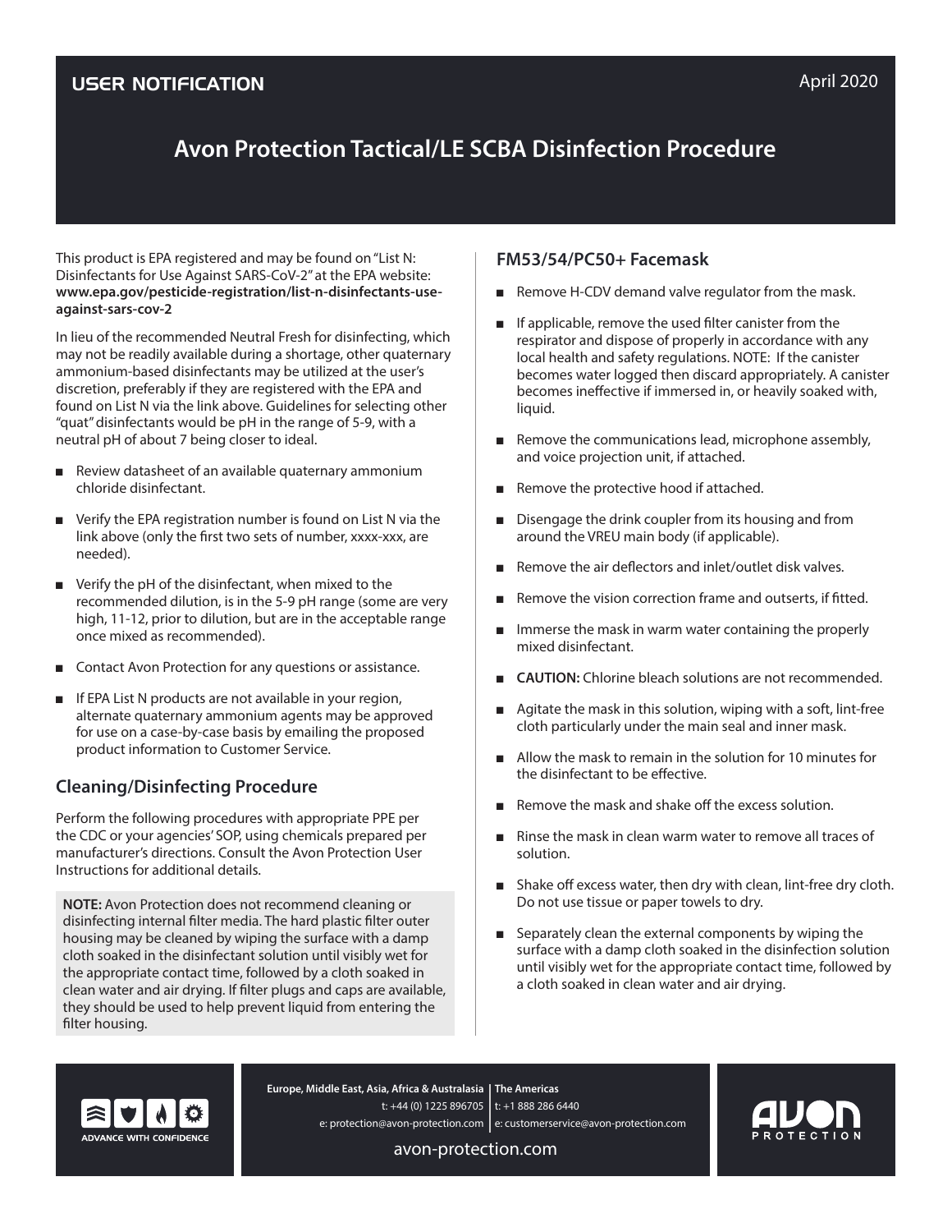USER NOTIFICATION

April 2020

# Avon Protection Tactical/LE SCBA Disinfection Procedure

This product is EPA registered and may be found on "List N: Disinfectants for Use Against SARS-CoV-2" at the EPA website: **www.epa.gov/pesticide-registration/list-n-disinfectants-use-against-sars-cov-2**

In lieu of the recommended Neutral Fresh for disinfecting, which may not be readily available during a shortage, other quaternary ammonium-based disinfectants may be utilized at the user's discretion, preferably if they are registered with the EPA and found on List N via the link above. Guidelines for selecting other "quat" disinfectants would be pH in the range of 5-9, with a neutral pH of about 7 being closer to ideal.

- Review datasheet of an available quaternary ammonium chloride disinfectant.
- Verify the EPA registration number is found on List N via the link above (only the first two sets of number, xxxx-xxx, are needed).
- Verify the pH of the disinfectant, when mixed to the recommended dilution, is in the 5-9 pH range (some are very high, 11-12, prior to dilution, but are in the acceptable range once mixed as recommended).
- Contact Avon Protection for any questions or assistance.
- If EPA List N products are not available in your region, alternate quaternary ammonium agents may be approved for use on a case-by-case basis by emailing the proposed product information to Customer Service.

## Cleaning/Disinfecting Procedure

Perform the following procedures with appropriate PPE per the CDC or your agencies' SOP, using chemicals prepared per manufacturer's directions. Consult the Avon Protection User Instructions for additional details.

**NOTE:** Avon Protection does not recommend cleaning or disinfecting internal filter media. The hard plastic filter outer housing may be cleaned by wiping the surface with a damp cloth soaked in the disinfectant solution until visibly wet for the appropriate contact time, followed by a cloth soaked in clean water and air drying. If filter plugs and caps are available, they should be used to help prevent liquid from entering the filter housing.

## FM53/54/PC50+ Facemask

- Remove H-CDV demand valve regulator from the mask.
- If applicable, remove the used filter canister from the respirator and dispose of properly in accordance with any local health and safety regulations. NOTE: If the canister becomes water logged then discard appropriately. A canister becomes ineffective if immersed in, or heavily soaked with, liquid.
- Remove the communications lead, microphone assembly, and voice projection unit, if attached.
- Remove the protective hood if attached.
- Disengage the drink coupler from its housing and from around the VREU main body (if applicable).
- Remove the air deflectors and inlet/outlet disk valves.
- Remove the vision correction frame and outserts, if fitted.
- Immerse the mask in warm water containing the properly mixed disinfectant.
- **CAUTION:** Chlorine bleach solutions are not recommended.
- Agitate the mask in this solution, wiping with a soft, lint-free cloth particularly under the main seal and inner mask.
- Allow the mask to remain in the solution for 10 minutes for the disinfectant to be effective.
- Remove the mask and shake off the excess solution.
- Rinse the mask in clean warm water to remove all traces of solution.
- Shake off excess water, then dry with clean, lint-free dry cloth. Do not use tissue or paper towels to dry.
- Separately clean the external components by wiping the surface with a damp cloth soaked in the disinfection solution until visibly wet for the appropriate contact time, followed by a cloth soaked in clean water and air drying.

ADVANCE WITH CONFIDENCE

**Europe, Middle East, Asia, Africa & Australasia**
t: +44 (0) 1225 896705
e: protection@avon-protection.com

**The Americas**
t: +1 888 286 6440
e: customerservice@avon-protection.com

avon-protection.com

AVON PROTECTION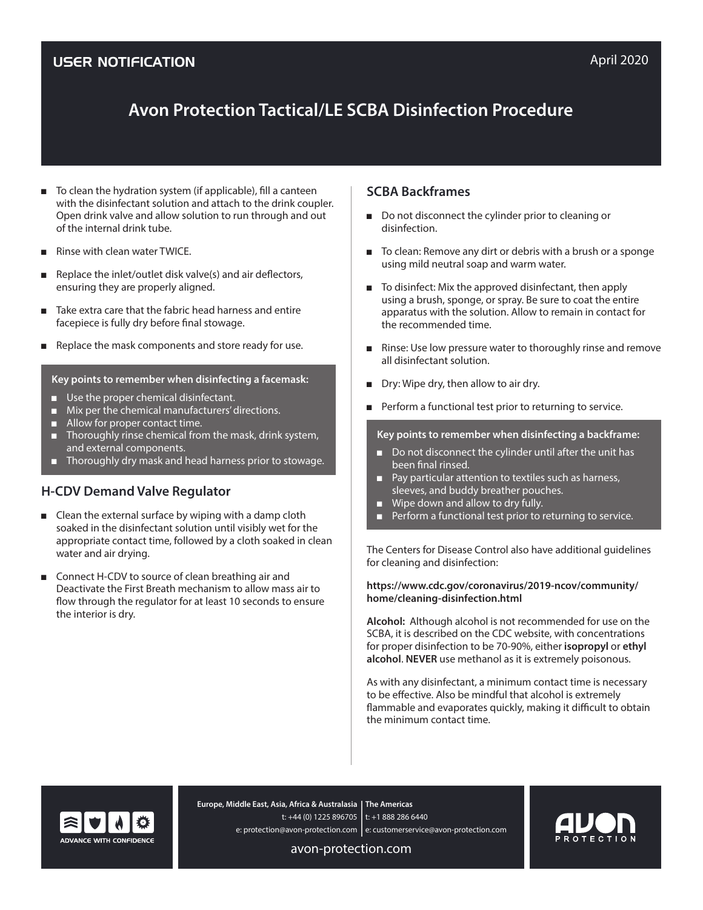USER NOTIFICATION

April 2020

# Avon Protection Tactical/LE SCBA Disinfection Procedure

- To clean the hydration system (if applicable), fill a canteen with the disinfectant solution and attach to the drink coupler. Open drink valve and allow solution to run through and out of the internal drink tube.
- Rinse with clean water TWICE.
- Replace the inlet/outlet disk valve(s) and air deflectors, ensuring they are properly aligned.
- Take extra care that the fabric head harness and entire facepiece is fully dry before final stowage.
- Replace the mask components and store ready for use.

**Key points to remember when disinfecting a facemask:**

- Use the proper chemical disinfectant.
- Mix per the chemical manufacturers' directions.
- Allow for proper contact time.
- Thoroughly rinse chemical from the mask, drink system, and external components.
- Thoroughly dry mask and head harness prior to stowage.

## H-CDV Demand Valve Regulator

- Clean the external surface by wiping with a damp cloth soaked in the disinfectant solution until visibly wet for the appropriate contact time, followed by a cloth soaked in clean water and air drying.
- Connect H-CDV to source of clean breathing air and Deactivate the First Breath mechanism to allow mass air to flow through the regulator for at least 10 seconds to ensure the interior is dry.

## SCBA Backframes

- Do not disconnect the cylinder prior to cleaning or disinfection.
- To clean: Remove any dirt or debris with a brush or a sponge using mild neutral soap and warm water.
- To disinfect: Mix the approved disinfectant, then apply using a brush, sponge, or spray. Be sure to coat the entire apparatus with the solution. Allow to remain in contact for the recommended time.
- Rinse: Use low pressure water to thoroughly rinse and remove all disinfectant solution.
- Dry: Wipe dry, then allow to air dry.
- Perform a functional test prior to returning to service.

**Key points to remember when disinfecting a backframe:**

- Do not disconnect the cylinder until after the unit has been final rinsed.
- Pay particular attention to textiles such as harness, sleeves, and buddy breather pouches.
- Wipe down and allow to dry fully.
- Perform a functional test prior to returning to service.

The Centers for Disease Control also have additional guidelines for cleaning and disinfection:

**https://www.cdc.gov/coronavirus/2019-ncov/community/home/cleaning-disinfection.html**

**Alcohol:** Although alcohol is not recommended for use on the SCBA, it is described on the CDC website, with concentrations for proper disinfection to be 70-90%, either **isopropyl** or **ethyl alcohol**. **NEVER** use methanol as it is extremely poisonous.

As with any disinfectant, a minimum contact time is necessary to be effective. Also be mindful that alcohol is extremely flammable and evaporates quickly, making it difficult to obtain the minimum contact time.

ADVANCE WITH CONFIDENCE

**Europe, Middle East, Asia, Africa & Australasia**
t: +44 (0) 1225 896705
e: protection@avon-protection.com

**The Americas**
t: +1 888 286 6440
e: customerservice@avon-protection.com

avon-protection.com

AVON PROTECTION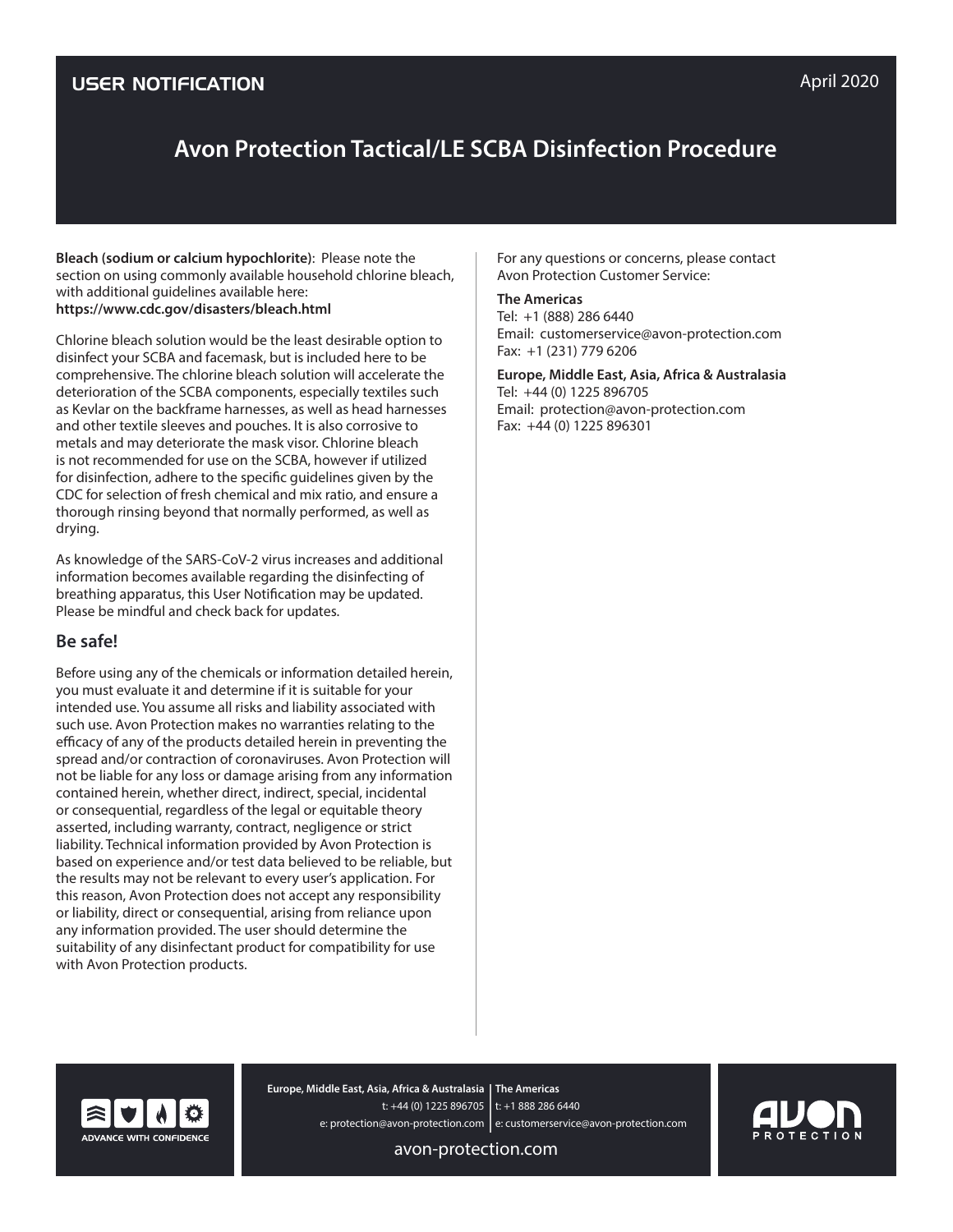**Bleach (sodium or calcium hypochlorite)**: Please note the section on using commonly available household chlorine bleach, with additional guidelines available here:
**https://www.cdc.gov/disasters/bleach.html**

Chlorine bleach solution would be the least desirable option to disinfect your SCBA and facemask, but is included here to be comprehensive. The chlorine bleach solution will accelerate the deterioration of the SCBA components, especially textiles such as Kevlar on the backframe harnesses, as well as head harnesses and other textile sleeves and pouches. It is also corrosive to metals and may deteriorate the mask visor. Chlorine bleach is not recommended for use on the SCBA, however if utilized for disinfection, adhere to the specific guidelines given by the CDC for selection of fresh chemical and mix ratio, and ensure a thorough rinsing beyond that normally performed, as well as drying.

As knowledge of the SARS-CoV-2 virus increases and additional information becomes available regarding the disinfecting of breathing apparatus, this User Notification may be updated. Please be mindful and check back for updates.

## Be safe!

Before using any of the chemicals or information detailed herein, you must evaluate it and determine if it is suitable for your intended use. You assume all risks and liability associated with such use. Avon Protection makes no warranties relating to the efficacy of any of the products detailed herein in preventing the spread and/or contraction of coronaviruses. Avon Protection will not be liable for any loss or damage arising from any information contained herein, whether direct, indirect, special, incidental or consequential, regardless of the legal or equitable theory asserted, including warranty, contract, negligence or strict liability. Technical information provided by Avon Protection is based on experience and/or test data believed to be reliable, but the results may not be relevant to every user's application. For this reason, Avon Protection does not accept any responsibility or liability, direct or consequential, arising from reliance upon any information provided. The user should determine the suitability of any disinfectant product for compatibility for use with Avon Protection products.

For any questions or concerns, please contact Avon Protection Customer Service:

**The Americas**
Tel: +1 (888) 286 6440
Email: customerservice@avon-protection.com
Fax: +1 (231) 779 6206

**Europe, Middle East, Asia, Africa & Australasia**
Tel: +44 (0) 1225 896705
Email: protection@avon-protection.com
Fax: +44 (0) 1225 896301